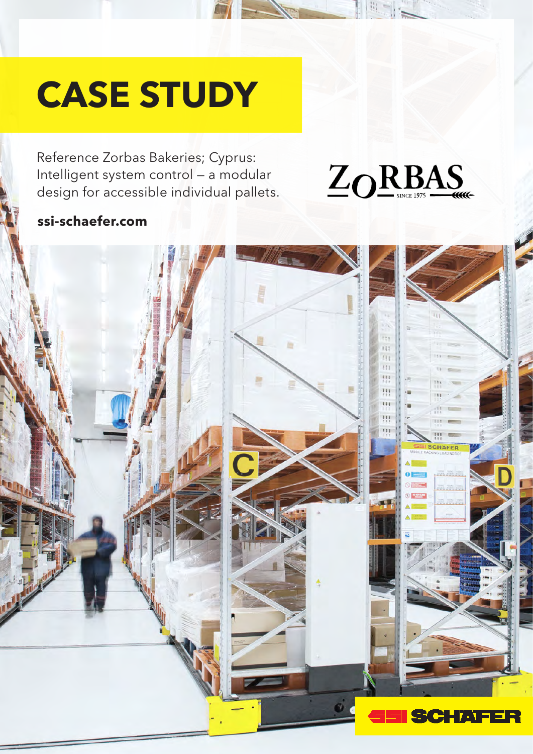# CASE STUDY

Reference Zorbas Bakeries; Cyprus:
Intelligent system control – a modular design for accessible individual pallets.

**ssi-schaefer.com**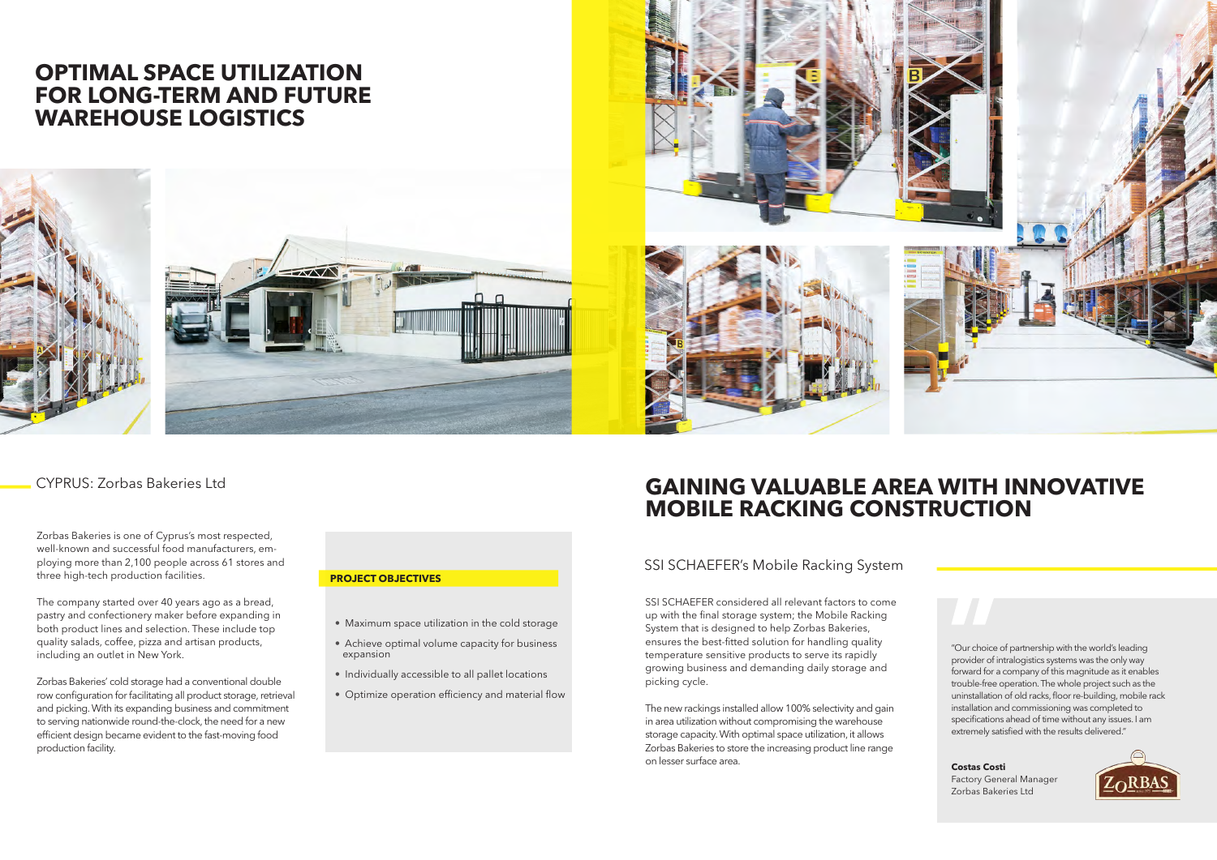# OPTIMAL SPACE UTILIZATION FOR LONG-TERM AND FUTURE WAREHOUSE LOGISTICS

## CYPRUS: Zorbas Bakeries Ltd

Zorbas Bakeries is one of Cyprus's most respected, well-known and successful food manufacturers, employing more than 2,100 people across 61 stores and three high-tech production facilities.

The company started over 40 years ago as a bread, pastry and confectionery maker before expanding in both product lines and selection. These include top quality salads, coffee, pizza and artisan products, including an outlet in New York.

Zorbas Bakeries' cold storage had a conventional double row configuration for facilitating all product storage, retrieval and picking. With its expanding business and commitment to serving nationwide round-the-clock, the need for a new efficient design became evident to the fast-moving food production facility.

**PROJECT OBJECTIVES**

- Maximum space utilization in the cold storage
- Achieve optimal volume capacity for business expansion
- Individually accessible to all pallet locations
- Optimize operation efficiency and material flow

# GAINING VALUABLE AREA WITH INNOVATIVE MOBILE RACKING CONSTRUCTION

## SSI SCHAEFER's Mobile Racking System

SSI SCHAEFER considered all relevant factors to come up with the final storage system; the Mobile Racking System that is designed to help Zorbas Bakeries, ensures the best-fitted solution for handling quality temperature sensitive products to serve its rapidly growing business and demanding daily storage and picking cycle.

The new rackings installed allow 100% selectivity and gain in area utilization without compromising the warehouse storage capacity. With optimal space utilization, it allows Zorbas Bakeries to store the increasing product line range on lesser surface area.

"Our choice of partnership with the world's leading provider of intralogistics systems was the only way forward for a company of this magnitude as it enables trouble-free operation. The whole project such as the uninstallation of old racks, floor re-building, mobile rack installation and commissioning was completed to specifications ahead of time without any issues. I am extremely satisfied with the results delivered."

**Costas Costi**
Factory General Manager
Zorbas Bakeries Ltd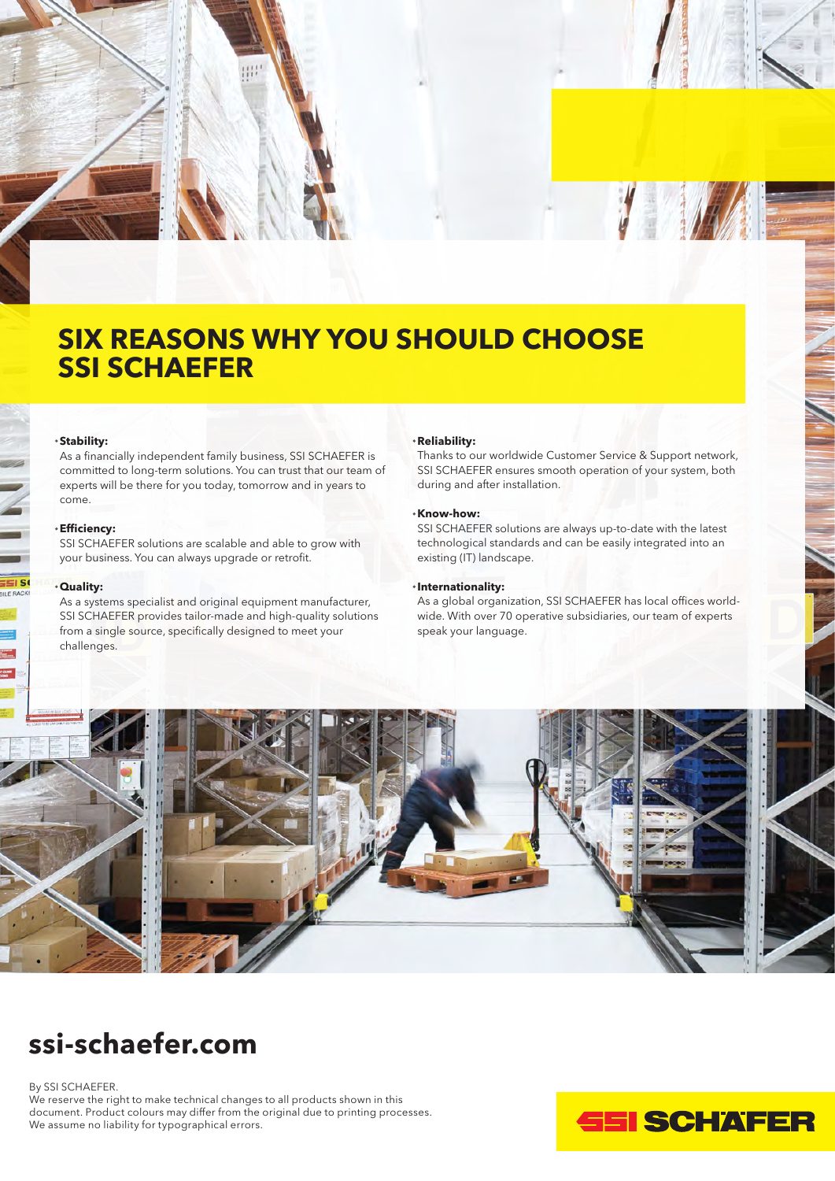# SIX REASONS WHY YOU SHOULD CHOOSE SSI SCHAEFER

- **Stability:**
  As a financially independent family business, SSI SCHAEFER is committed to long-term solutions. You can trust that our team of experts will be there for you today, tomorrow and in years to come.

- **Efficiency:**
  SSI SCHAEFER solutions are scalable and able to grow with your business. You can always upgrade or retrofit.

- **Quality:**
  As a systems specialist and original equipment manufacturer, SSI SCHAEFER provides tailor-made and high-quality solutions from a single source, specifically designed to meet your challenges.

- **Reliability:**
  Thanks to our worldwide Customer Service & Support network, SSI SCHAEFER ensures smooth operation of your system, both during and after installation.

- **Know-how:**
  SSI SCHAEFER solutions are always up-to-date with the latest technological standards and can be easily integrated into an existing (IT) landscape.

- **Internationality:**
  As a global organization, SSI SCHAEFER has local offices worldwide. With over 70 operative subsidiaries, our team of experts speak your language.

## ssi-schaefer.com

By SSI SCHAEFER.
We reserve the right to make technical changes to all products shown in this document. Product colours may differ from the original due to printing processes. We assume no liability for typographical errors.

SSI SCHÄFER